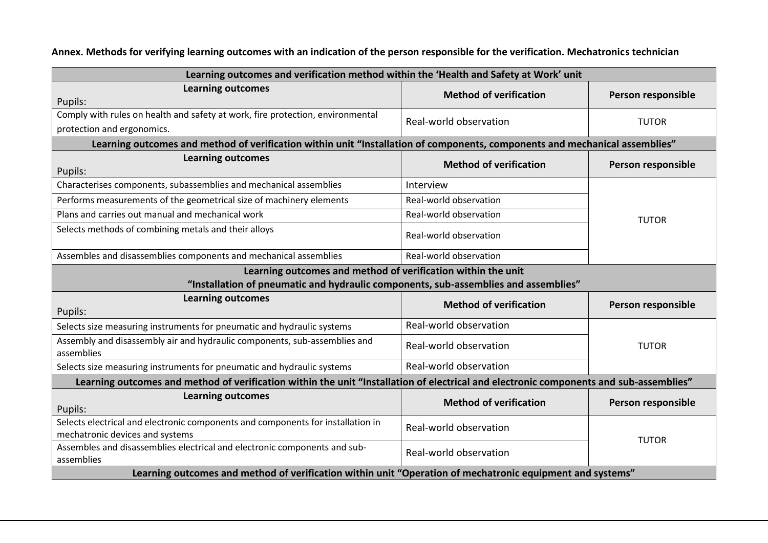**Annex. Methods for verifying learning outcomes with an indication of the person responsible for the verification. Mechatronics technician**

| Learning outcomes and verification method within the 'Health and Safety at Work' unit | | |
|---|---|---|
| **Learning outcomes**<br>Pupils: | **Method of verification** | **Person responsible** |
| Comply with rules on health and safety at work, fire protection, environmental protection and ergonomics. | Real-world observation | TUTOR |
| **Learning outcomes and method of verification within unit "Installation of components, components and mechanical assemblies"** | | |
| **Learning outcomes**<br>Pupils: | **Method of verification** | **Person responsible** |
| Characterises components, subassemblies and mechanical assemblies | Interview | TUTOR |
| Performs measurements of the geometrical size of machinery elements | Real-world observation | |
| Plans and carries out manual and mechanical work | Real-world observation | |
| Selects methods of combining metals and their alloys | Real-world observation | |
| Assembles and disassemblies components and mechanical assemblies | Real-world observation | |
| **Learning outcomes and method of verification within the unit "Installation of pneumatic and hydraulic components, sub-assemblies and assemblies"** | | |
| **Learning outcomes**<br>Pupils: | **Method of verification** | **Person responsible** |
| Selects size measuring instruments for pneumatic and hydraulic systems | Real-world observation | TUTOR |
| Assembly and disassembly air and hydraulic components, sub-assemblies and assemblies | Real-world observation | |
| Selects size measuring instruments for pneumatic and hydraulic systems | Real-world observation | |
| **Learning outcomes and method of verification within the unit "Installation of electrical and electronic components and sub-assemblies"** | | |
| **Learning outcomes**<br>Pupils: | **Method of verification** | **Person responsible** |
| Selects electrical and electronic components and components for installation in mechatronic devices and systems | Real-world observation | TUTOR |
| Assembles and disassemblies electrical and electronic components and sub-assemblies | Real-world observation | |
| **Learning outcomes and method of verification within unit "Operation of mechatronic equipment and systems"** | | |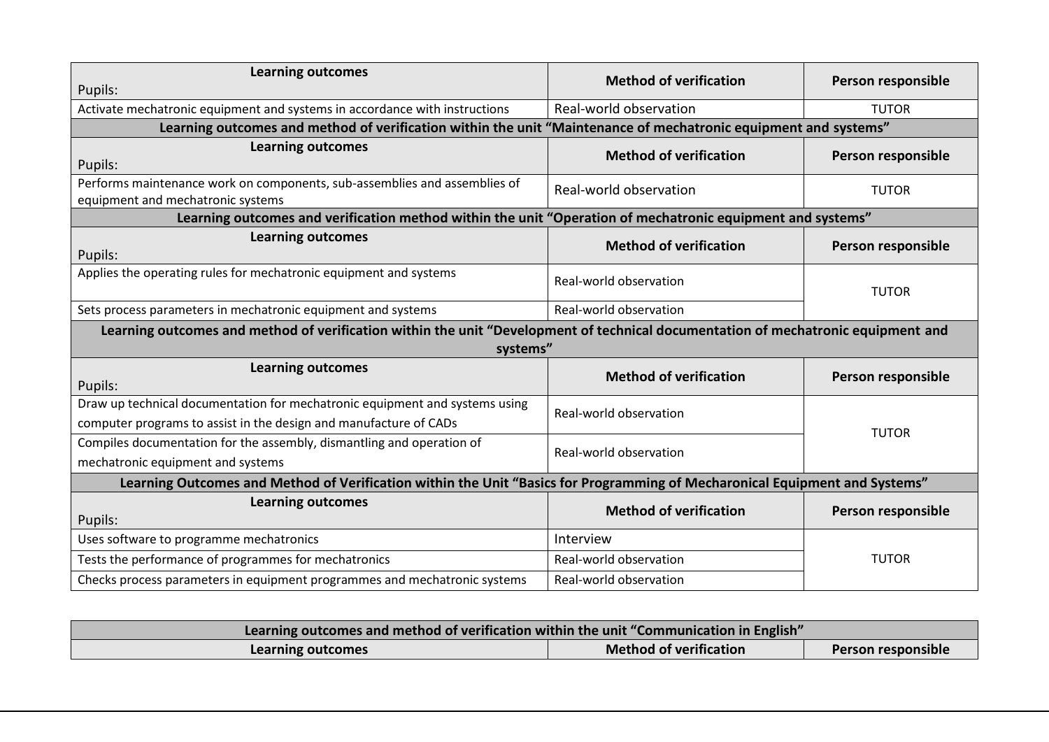| Learning outcomes<br>Pupils: | Method of verification | Person responsible |
|---|---|---|
| Activate mechatronic equipment and systems in accordance with instructions | Real-world observation | TUTOR |

**Learning outcomes and method of verification within the unit "Maintenance of mechatronic equipment and systems"**

| Learning outcomes<br>Pupils: | Method of verification | Person responsible |
|---|---|---|
| Performs maintenance work on components, sub-assemblies and assemblies of equipment and mechatronic systems | Real-world observation | TUTOR |

**Learning outcomes and verification method within the unit "Operation of mechatronic equipment and systems"**

| Learning outcomes<br>Pupils: | Method of verification | Person responsible |
|---|---|---|
| Applies the operating rules for mechatronic equipment and systems | Real-world observation | TUTOR |
| Sets process parameters in mechatronic equipment and systems | Real-world observation | |

**Learning outcomes and method of verification within the unit "Development of technical documentation of mechatronic equipment and systems"**

| Learning outcomes<br>Pupils: | Method of verification | Person responsible |
|---|---|---|
| Draw up technical documentation for mechatronic equipment and systems using computer programs to assist in the design and manufacture of CADs | Real-world observation | TUTOR |
| Compiles documentation for the assembly, dismantling and operation of mechatronic equipment and systems | Real-world observation | |

**Learning Outcomes and Method of Verification within the Unit "Basics for Programming of Mecharonical Equipment and Systems"**

| Learning outcomes<br>Pupils: | Method of verification | Person responsible |
|---|---|---|
| Uses software to programme mechatronics | Interview | TUTOR |
| Tests the performance of programmes for mechatronics | Real-world observation | |
| Checks process parameters in equipment programmes and mechatronic systems | Real-world observation | |

**Learning outcomes and method of verification within the unit "Communication in English"**

| Learning outcomes | Method of verification | Person responsible |
|---|---|---|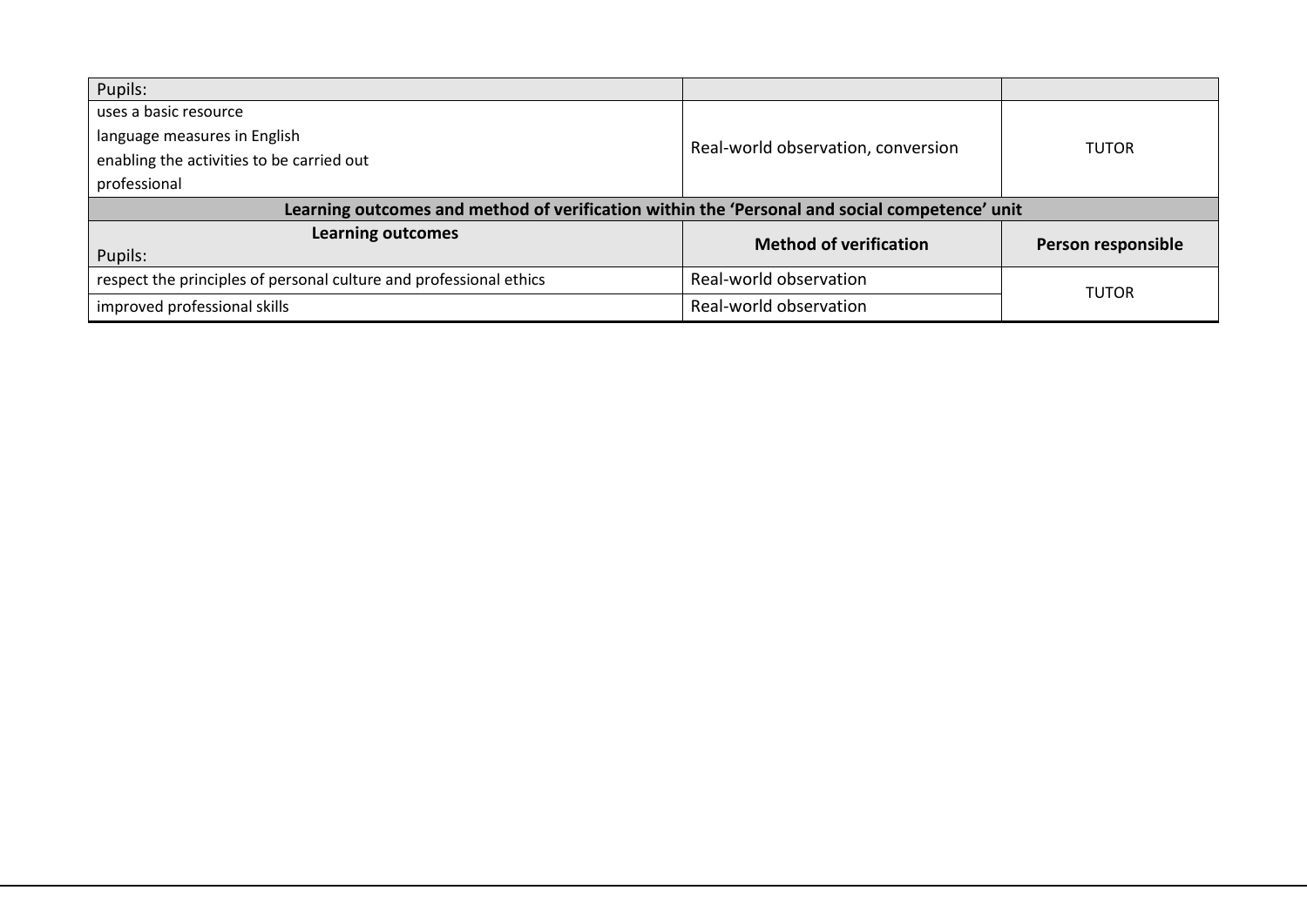| Pupils: | | |
|---|---|---|
| uses a basic resource<br>language measures in English<br>enabling the activities to be carried out<br>professional | Real-world observation, conversion | TUTOR |
| **Learning outcomes and method of verification within the 'Personal and social competence' unit** | | |
| **Learning outcomes**<br>Pupils: | **Method of verification** | **Person responsible** |
| respect the principles of personal culture and professional ethics | Real-world observation | TUTOR |
| improved professional skills | Real-world observation | |